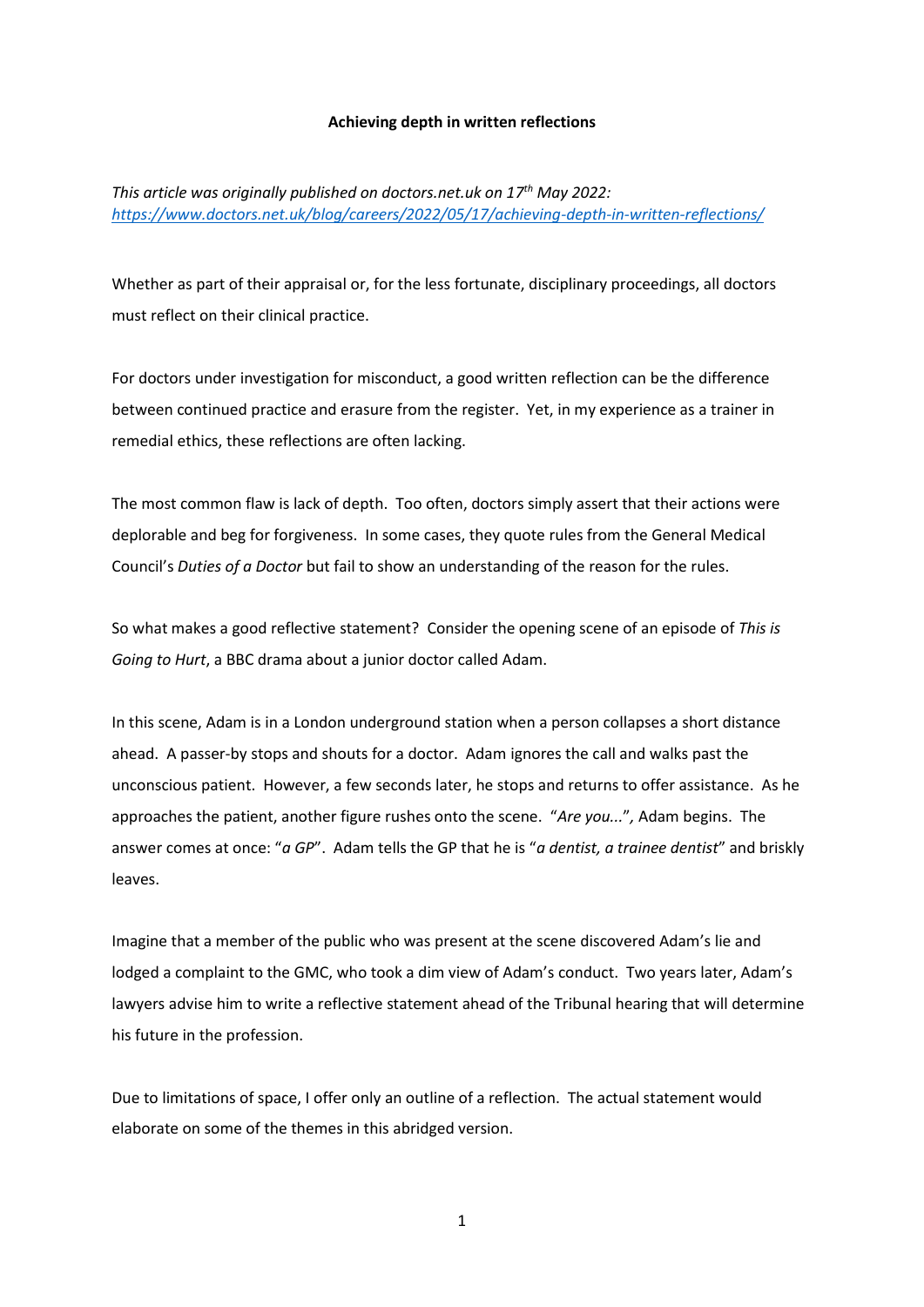# Achieving depth in written reflections

*This article was originally published on doctors.net.uk on 17th May 2022: [https://www.doctors.net.uk/blog/careers/2022/05/17/achieving-depth-in-written-reflections/](https://www.doctors.net.uk/blog/careers/2022/05/17/achieving-depth-in-written-reflections/)*

Whether as part of their appraisal or, for the less fortunate, disciplinary proceedings, all doctors must reflect on their clinical practice.

For doctors under investigation for misconduct, a good written reflection can be the difference between continued practice and erasure from the register. Yet, in my experience as a trainer in remedial ethics, these reflections are often lacking.

The most common flaw is lack of depth. Too often, doctors simply assert that their actions were deplorable and beg for forgiveness. In some cases, they quote rules from the General Medical Council's *Duties of a Doctor* but fail to show an understanding of the reason for the rules.

So what makes a good reflective statement? Consider the opening scene of an episode of *This is Going to Hurt*, a BBC drama about a junior doctor called Adam.

In this scene, Adam is in a London underground station when a person collapses a short distance ahead. A passer-by stops and shouts for a doctor. Adam ignores the call and walks past the unconscious patient. However, a few seconds later, he stops and returns to offer assistance. As he approaches the patient, another figure rushes onto the scene. "*Are you...*", Adam begins. The answer comes at once: "*a GP*". Adam tells the GP that he is "*a dentist, a trainee dentist*" and briskly leaves.

Imagine that a member of the public who was present at the scene discovered Adam's lie and lodged a complaint to the GMC, who took a dim view of Adam's conduct. Two years later, Adam's lawyers advise him to write a reflective statement ahead of the Tribunal hearing that will determine his future in the profession.

Due to limitations of space, I offer only an outline of a reflection. The actual statement would elaborate on some of the themes in this abridged version.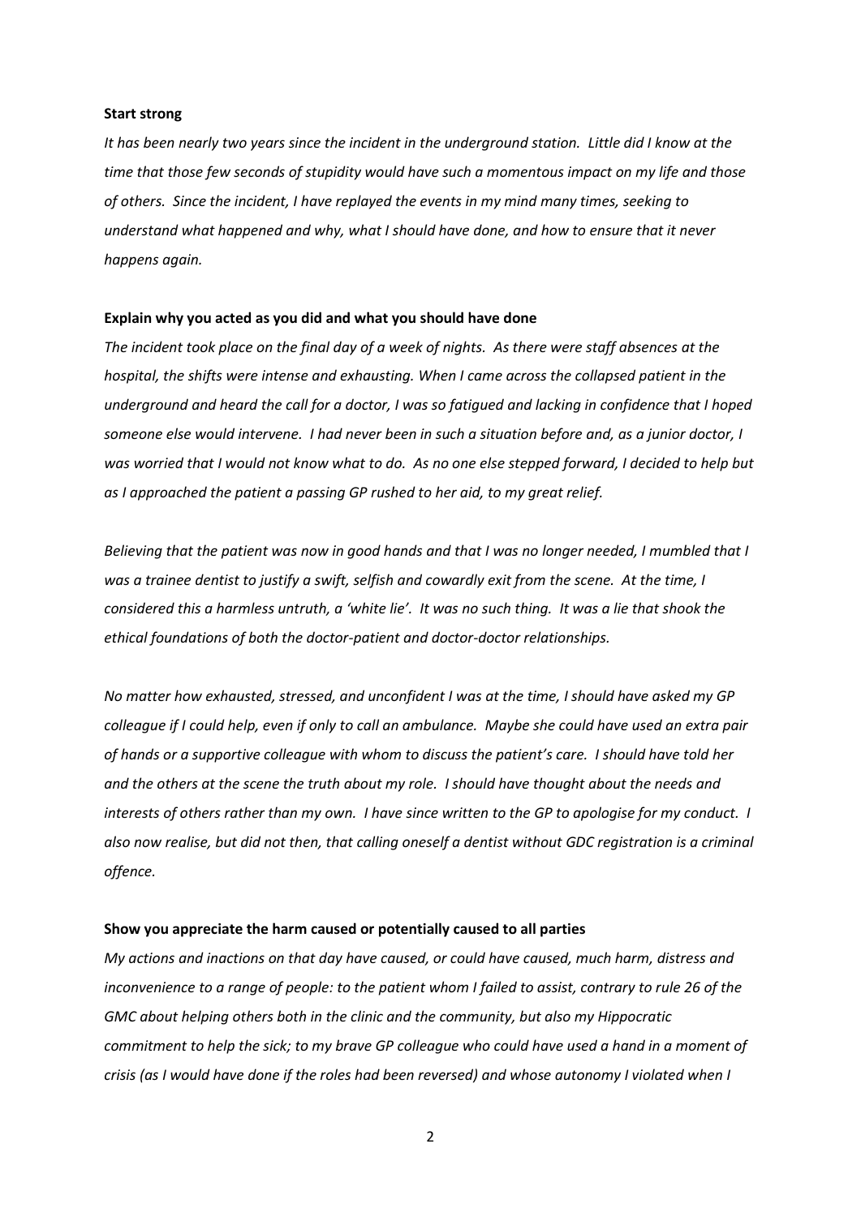**Start strong**

*It has been nearly two years since the incident in the underground station. Little did I know at the time that those few seconds of stupidity would have such a momentous impact on my life and those of others. Since the incident, I have replayed the events in my mind many times, seeking to understand what happened and why, what I should have done, and how to ensure that it never happens again.*

**Explain why you acted as you did and what you should have done**

*The incident took place on the final day of a week of nights. As there were staff absences at the hospital, the shifts were intense and exhausting. When I came across the collapsed patient in the underground and heard the call for a doctor, I was so fatigued and lacking in confidence that I hoped someone else would intervene. I had never been in such a situation before and, as a junior doctor, I was worried that I would not know what to do. As no one else stepped forward, I decided to help but as I approached the patient a passing GP rushed to her aid, to my great relief.*

*Believing that the patient was now in good hands and that I was no longer needed, I mumbled that I was a trainee dentist to justify a swift, selfish and cowardly exit from the scene. At the time, I considered this a harmless untruth, a 'white lie'. It was no such thing. It was a lie that shook the ethical foundations of both the doctor-patient and doctor-doctor relationships.*

*No matter how exhausted, stressed, and unconfident I was at the time, I should have asked my GP colleague if I could help, even if only to call an ambulance. Maybe she could have used an extra pair of hands or a supportive colleague with whom to discuss the patient's care. I should have told her and the others at the scene the truth about my role. I should have thought about the needs and interests of others rather than my own. I have since written to the GP to apologise for my conduct. I also now realise, but did not then, that calling oneself a dentist without GDC registration is a criminal offence.*

**Show you appreciate the harm caused or potentially caused to all parties**

*My actions and inactions on that day have caused, or could have caused, much harm, distress and inconvenience to a range of people: to the patient whom I failed to assist, contrary to rule 26 of the GMC about helping others both in the clinic and the community, but also my Hippocratic commitment to help the sick; to my brave GP colleague who could have used a hand in a moment of crisis (as I would have done if the roles had been reversed) and whose autonomy I violated when I*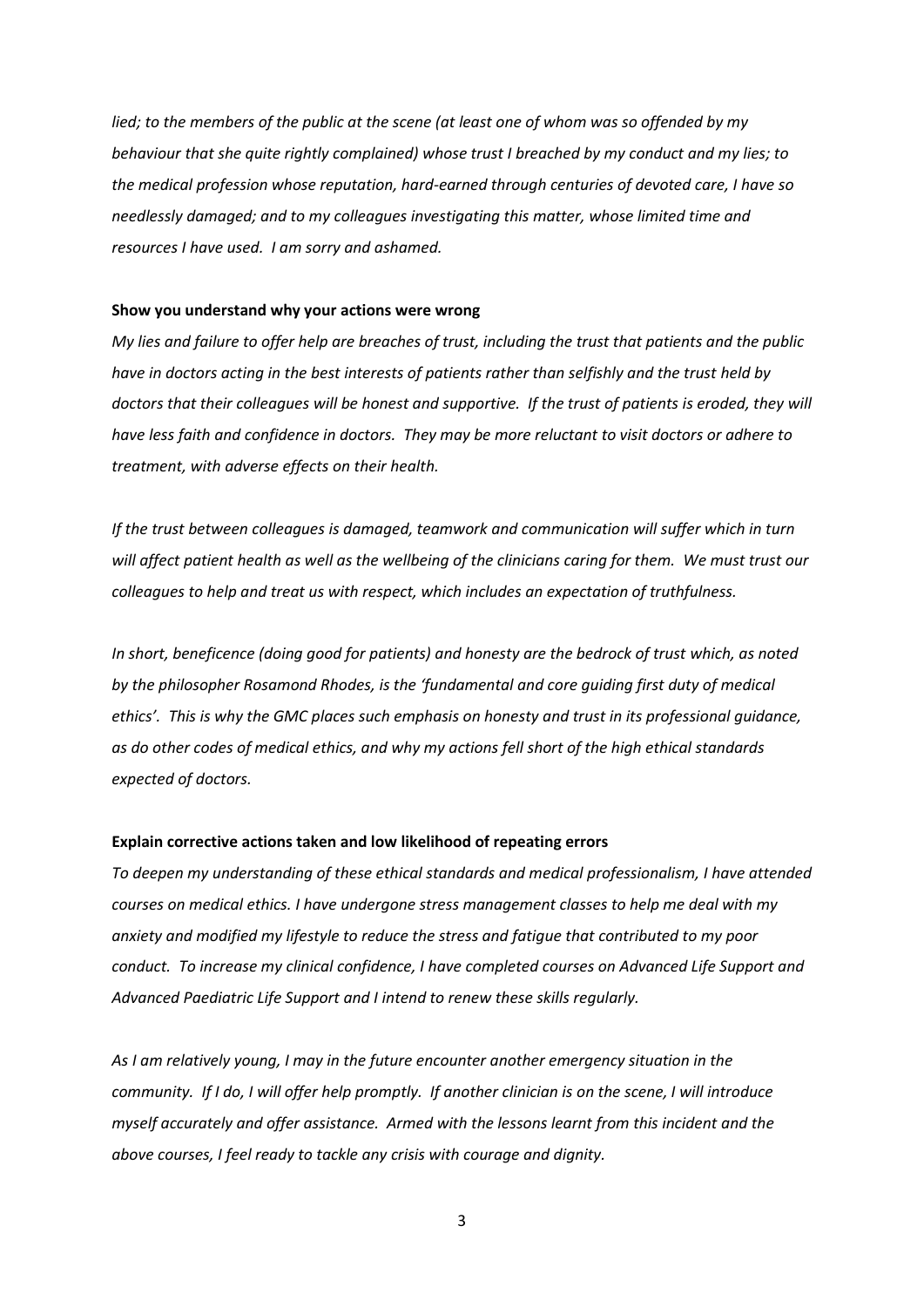*lied; to the members of the public at the scene (at least one of whom was so offended by my behaviour that she quite rightly complained) whose trust I breached by my conduct and my lies; to the medical profession whose reputation, hard-earned through centuries of devoted care, I have so needlessly damaged; and to my colleagues investigating this matter, whose limited time and resources I have used. I am sorry and ashamed.*

**Show you understand why your actions were wrong**

*My lies and failure to offer help are breaches of trust, including the trust that patients and the public have in doctors acting in the best interests of patients rather than selfishly and the trust held by doctors that their colleagues will be honest and supportive. If the trust of patients is eroded, they will have less faith and confidence in doctors. They may be more reluctant to visit doctors or adhere to treatment, with adverse effects on their health.*

*If the trust between colleagues is damaged, teamwork and communication will suffer which in turn will affect patient health as well as the wellbeing of the clinicians caring for them. We must trust our colleagues to help and treat us with respect, which includes an expectation of truthfulness.*

*In short, beneficence (doing good for patients) and honesty are the bedrock of trust which, as noted by the philosopher Rosamond Rhodes, is the 'fundamental and core guiding first duty of medical ethics'. This is why the GMC places such emphasis on honesty and trust in its professional guidance, as do other codes of medical ethics, and why my actions fell short of the high ethical standards expected of doctors.*

**Explain corrective actions taken and low likelihood of repeating errors**

*To deepen my understanding of these ethical standards and medical professionalism, I have attended courses on medical ethics. I have undergone stress management classes to help me deal with my anxiety and modified my lifestyle to reduce the stress and fatigue that contributed to my poor conduct. To increase my clinical confidence, I have completed courses on Advanced Life Support and Advanced Paediatric Life Support and I intend to renew these skills regularly.*

*As I am relatively young, I may in the future encounter another emergency situation in the community. If I do, I will offer help promptly. If another clinician is on the scene, I will introduce myself accurately and offer assistance. Armed with the lessons learnt from this incident and the above courses, I feel ready to tackle any crisis with courage and dignity.*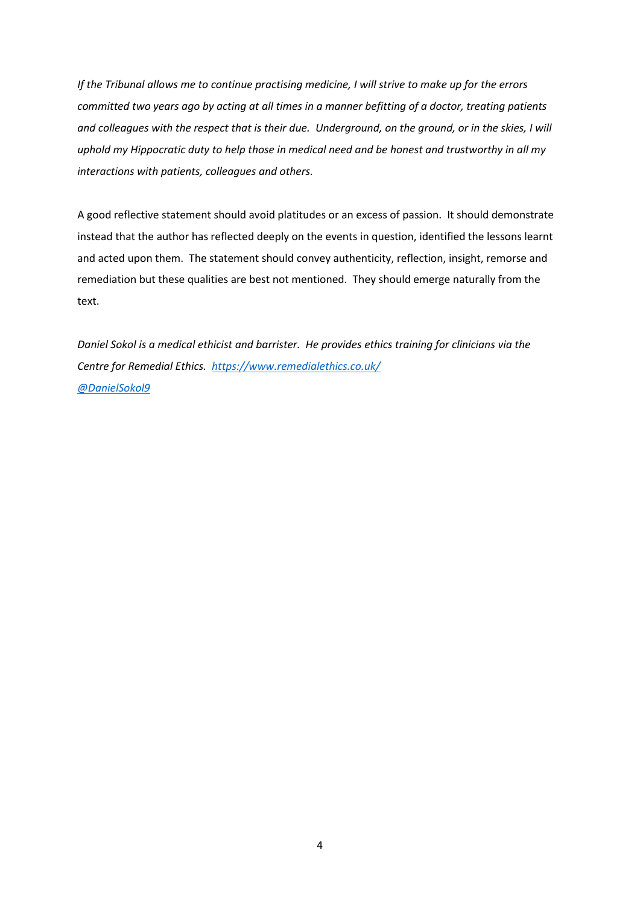*If the Tribunal allows me to continue practising medicine, I will strive to make up for the errors committed two years ago by acting at all times in a manner befitting of a doctor, treating patients and colleagues with the respect that is their due. Underground, on the ground, or in the skies, I will uphold my Hippocratic duty to help those in medical need and be honest and trustworthy in all my interactions with patients, colleagues and others.*

A good reflective statement should avoid platitudes or an excess of passion. It should demonstrate instead that the author has reflected deeply on the events in question, identified the lessons learnt and acted upon them. The statement should convey authenticity, reflection, insight, remorse and remediation but these qualities are best not mentioned. They should emerge naturally from the text.

*Daniel Sokol is a medical ethicist and barrister. He provides ethics training for clinicians via the Centre for Remedial Ethics. [https://www.remedialethics.co.uk/](https://www.remedialethics.co.uk/)*
*@DanielSokol9*